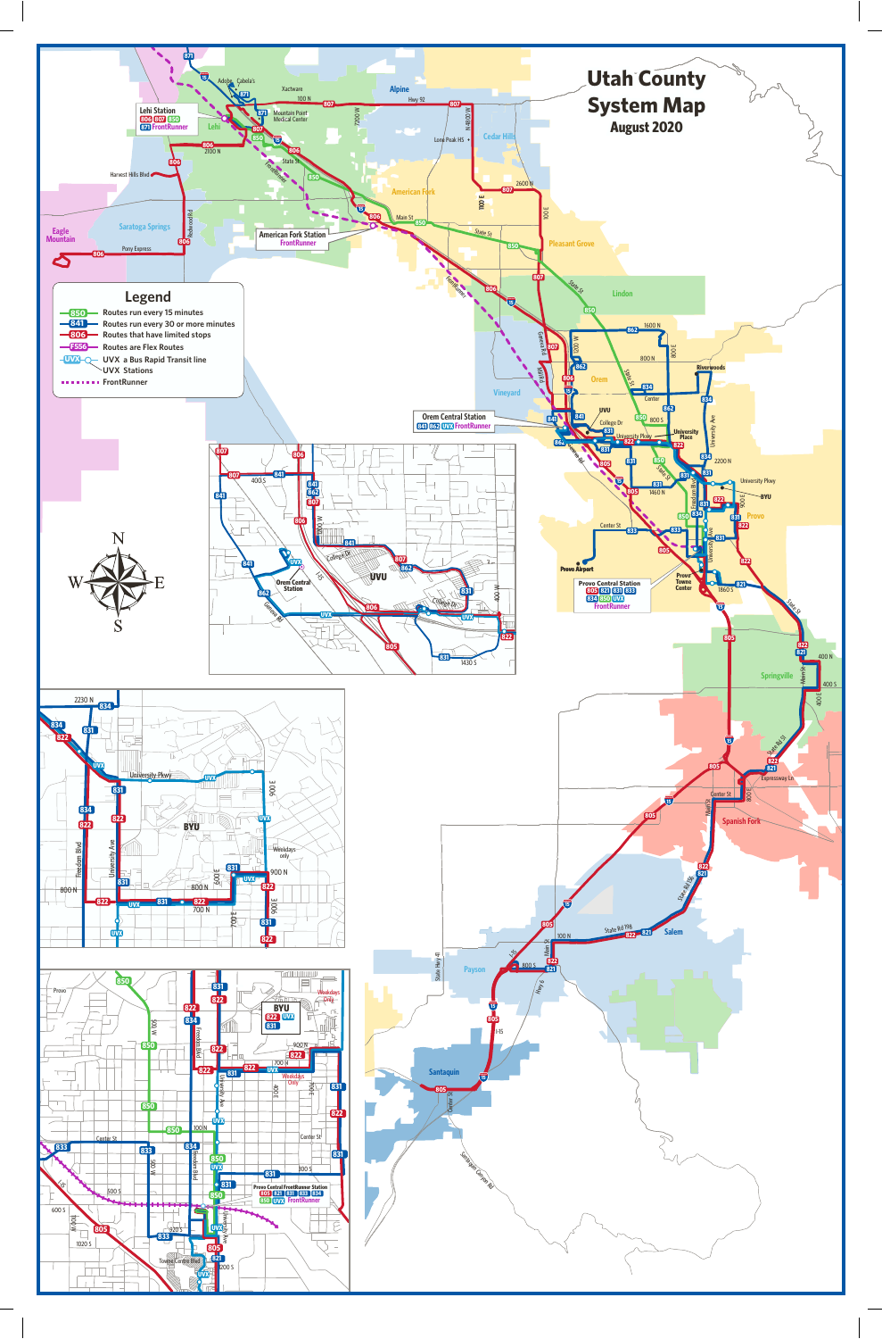# Utah County System Map

**August 2020**

## Legend

- 850 — Routes run every 15 minutes
- 841 — Routes run every 30 or more minutes
- 806 — Routes that have limited stops
- F556 — Routes are Flex Routes
- UVX — UVX a Bus Rapid Transit line; UVX Stations
- FrontRunner

**Lehi Station**: 806 807 850 871 FrontRunner

**American Fork Station**: FrontRunner

**Orem Central Station**: 841 862 UVX FrontRunner

**Provo Central Station**: 805 821 831 833 834 850 UVX FrontRunner

**Provo Central FrontRunner Station**: 805 821 831 833 834 850 UVX FrontRunner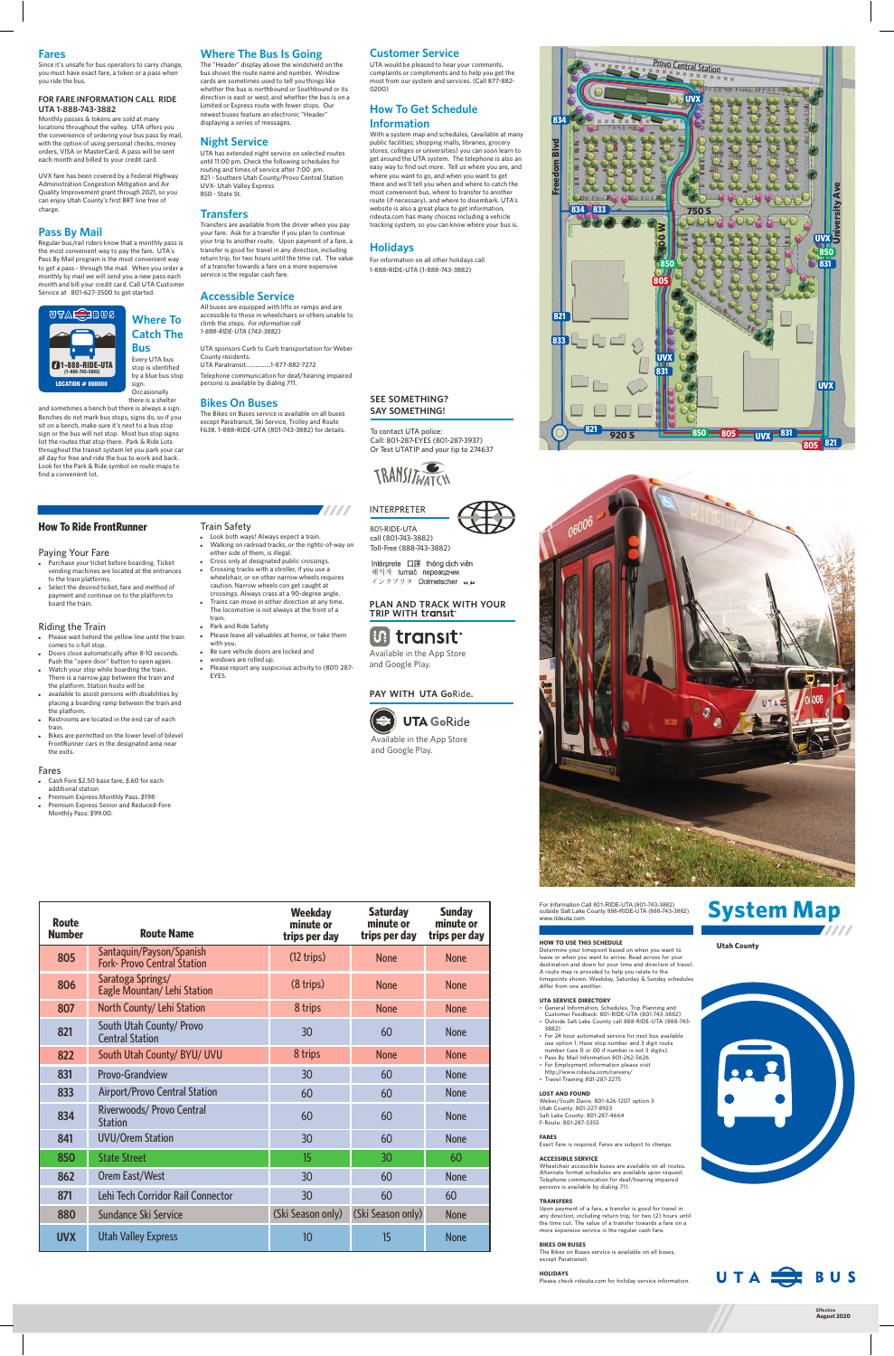## Fares

Since it's unsafe for bus operators to carry change, you must have exact fare, a token or a pass when you ride the bus.

**FOR FARE INFORMATION CALL RIDE UTA 1-888-743-3882**

Monthly passes & tokens are sold at many locations throughout the valley. UTA offers you the convenience of ordering your bus pass by mail, with the option of using personal checks, money orders, VISA or MasterCard. A pass will be sent each month and billed to your credit card.

UVX fare has been covered by a Federal Highway Administration Congestion Mitigation and Air Quality Improvement grant through 2021, so you can enjoy Utah County's first BRT line free of charge.

## Pass By Mail

Regular bus/rail riders know that a monthly pass is the most convenient way to pay the fare. UTA's Pass By Mail program is the most convenient way to get a pass - through the mail. When you order a monthly by mail we will send you a new pass each month and bill your credit card. Call UTA Customer Service at 801-627-3500 to get started.

## Where To Catch The Bus

UTA BUS
1-888-RIDE-UTA (1-888-743-3882)
LOCATION # 000000

Every UTA bus stop is identified by a blue bus stop sign. Occasionally there is a shelter and sometimes a bench but there is always a sign. Benches do not mark bus stops, signs do, so if you sit on a bench, make sure it's next to a bus stop sign or the bus will not stop. Most bus stop signs list the routes that stop there. Park & Ride Lots throughout the transit system let you park your car all day for free and ride the bus to work and back. Look for the Park & Ride symbol on route maps to find a convenient lot.

## Where The Bus Is Going

The "Header" display above the windshield on the bus shows the route name and number. Window cards are sometimes used to tell you things like whether the bus is northbound or Southbound or its direction is east or west, and whether the bus is on a Limited or Express route with fewer stops. Our newest buses feature an electronic "Header" displaying a series of messages.

## Night Service

UTA has extended night service on selected routes until 11:00 pm. Check the following schedules for routing and times of service after 7:00 pm.
821 - Southern Utah County/Provo Central Station
UVX- Utah Valley Express
850 - State St.

## Transfers

Transfers are available from the driver when you pay your fare. Ask for a transfer if you plan to continue your trip to another route. Upon payment of a fare, a transfer is good for travel in any direction, including return trip, for two hours from the time cut. The value of a transfer towards a fare on a more expensive service is the regular cash fare.

## Accessible Service

All buses are equipped with lifts or ramps and are accessible to those in wheelchairs or others unable to climb the steps. *For information call 1-888-RIDE-UTA (743-3882)*

UTA sponsors Curb to Curb transportation for Weber County residents.
UTA Paratransit............1-877-882-7272

Telephone communication for deaf/hearing impaired persons is available by dialing 711.

## Bikes On Buses

The Bikes on Buses service is available on all buses except Paratransit, Ski Service, Trolley and Route F638. 1-888-RIDE-UTA (801-743-3882) for details.

## Customer Service

UTA would be pleased to hear your comments, complaints or compliments and to help you get the most from our system and services. (Call 877-882-0200)

## How To Get Schedule Information

With a system map and schedules, (available at many public facilities; shopping malls, libraries, grocery stores, colleges or universities) you can soon learn to get around the UTA system. The telephone is also an easy way to find out more. Tell us where you are, and where you want to go, and when you want to get there and we'll tell you when and where to catch the most convenient bus, where to transfer to another route (if necessary), and where to disembark. UTA's website is also a great place to get information, rideuta.com has many choices including a vehicle tracking system, so you can know where your bus is.

## Holidays

For information on all other holidays call 1-888-RIDE-UTA (1-888-743-3882)

SEE SOMETHING? SAY SOMETHING!

To contact UTA police:
Call: 801-287-EYES (801-287-3937)
Or Text UTATIP and your tip to 274637

TRANSITWATCH

Provo Central Station
Freedom Blvd
750 S
300 W
University Ave
920 S
834 833 850 805 821 831 UVX

## How To Ride FrontRunner

### Paying Your Fare

- Purchase your ticket before boarding. Ticket vending machines are located at the entrances to the train platforms.
- Select the desired ticket, fare and method of payment and continue on to the platform to board the train.

### Riding the Train

- Please wait behind the yellow line until the train comes to a full stop.
- Doors close automatically after 8-10 seconds. Push the "open door" button to open again.
- Watch your step while boarding the train. There is a narrow gap between the train and the platform. Station hosts will be
- available to assist persons with disabilities by placing a boarding ramp between the train and the platform.
- Restrooms are located in the end car of each train.
- Bikes are permitted on the lower level of bilevel FrontRunner cars in the designated area near the exits.

### Fares

- Cash Fore $2.50 base fare, $.60 for each additional station
- Premium Express Monthly Pass. $198
- Premium Express Senior and Reduced-Fore Monthly Pass: $99.00.

### Train Safety

- Look both ways! Always expect a train.
- Walking on railroad tracks, or the rights-of-way on either side of them, is illegal.
- Cross only at designated public crossings.
- Crossing tracks with a stroller, if you use a wheelchair, or on other narrow wheels requires caution. Narrow wheels con get caught at crossings. Always cross at a 90-degree angle.
- Trains can move in either direction at any time. The locomotive is not always at the front of a train.
- Park and Ride Safety
- Please leave all valuables at home, or take them with you.
- Be sure vehicle doors are locked and
- windows are rolled up.
- Please report any suspicious activity to (801) 287-EYES.

INTERPRETER

801-RIDE-UTA
call (801-743-3882)
Toll-Free (888-743-3882)

Intérprete 口譯 thông dịch viên 해석자 tumaċ переводчик インタプリタ Dolmetscher

PLAN AND TRACK WITH YOUR TRIP WITH transit

transit
Available in the App Store and Google Play.

PAY WITH UTA GoRide.

UTA GoRide
Available in the App Store and Google Play.

| Route Number | Route Name | Weekday minute or trips per day | Saturday minute or trips per day | Sunday minute or trips per day |
|---|---|---|---|---|
| 805 | Santaquin/Payson/Spanish Fork- Provo Central Station | (12 trips) | None | None |
| 806 | Saratoga Springs/ Eagle Mountan/ Lehi Station | (8 trips) | None | None |
| 807 | North County/ Lehi Station | 8 trips | None | None |
| 821 | South Utah County/ Provo Central Station | 30 | 60 | None |
| 822 | South Utah County/ BYU/ UVU | 8 trips | None | None |
| 831 | Provo-Grandview | 30 | 60 | None |
| 833 | Airport/Provo Central Station | 60 | 60 | None |
| 834 | Riverwoods/ Provo Central Station | 60 | 60 | None |
| 841 | UVU/Orem Station | 30 | 60 | None |
| 850 | State Street | 15 | 30 | 60 |
| 862 | Orem East/West | 30 | 60 | None |
| 871 | Lehi Tech Corridor Rail Connector | 30 | 60 | 60 |
| 880 | Sundance Ski Service | (Ski Season only) | (Ski Season only) | None |
| UVX | Utah Valley Express | 10 | 15 | None |

For Information Call 801-RIDE-UTA (801-743-3882)
outside Salt Lake County 888-RIDE-UTA (888-743-3882)
www.rideuta.com

# System Map

**Utah County**

**HOW TO USE THIS SCHEDULE**
Determine your timepoint based on when you want to leave or when you want to arrive. Read across for your destination and down for your time and direction of travel. A route map is provided to help you relate to the timepoints shown. Weekday, Saturday & Sunday schedules differ from one another.

**UTA SERVICE DIRECTORY**

- General Information, Schedules, Trip Planning and Customer Feedback: 801-RIDE-UTA (801-743-3882)
- Outside Salt Lake County call 888-RIDE-UTA (888-743-3882)
- For 24 hour automated service for next bus available use option 1. Have stop number and 3 digit route number (use 0 or 00 if number is not 3 digits).
- Pass By Mail Information 801-262-5626
- For Employment information please visit http://www.rideuta.com/careers/
- Travel Training 801-287-2275

**LOST AND FOUND**
Weber/South Davis: 801-626-1207 option 3
Utah County: 801-227-8923
Salt Lake County: 801-287-4664
F-Route: 801-287-5355

**FARES**
Exact Fare is required. Fares are subject to change.

**ACCESSIBLE SERVICE**
Wheelchair accessible buses are available on all routes. Alternate format schedules are available upon request. Telephone communication for deaf/hearing impaired persons is available by dialing 711.

**TRANSFERS**
Upon payment of a fare, a transfer is good for travel in any direction, including return trip, for two (2) hours until the time cut. The value of a transfer towards a fare on a more expensive service is the regular cash fare.

**BIKES ON BUSES**
The Bikes on Buses service is available on all buses, except Paratransit.

**HOLIDAYS**
Please check rideuta.com for holiday service information.

UTA BUS

Effective
August 2020